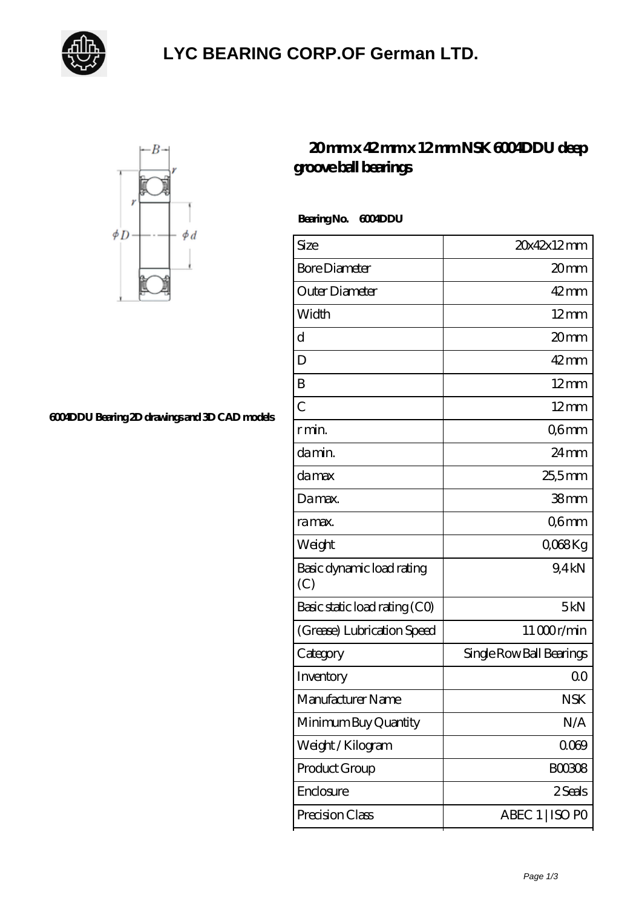# LYC BEARING CORP.OF German LTD.

6004DDU Bearing 2D drawings and 3D CAD models

## 20 mm x 42 mm x 12 mm NSK 6004DDU deep groove ball bearings

**Bearing No. 6004DDU**

| Size | 20x42x12 mm |
|---|---|
| Bore Diameter | 20 mm |
| Outer Diameter | 42 mm |
| Width | 12 mm |
| d | 20 mm |
| D | 42 mm |
| B | 12 mm |
| C | 12 mm |
| r min. | 0,6 mm |
| da min. | 24 mm |
| da max | 25,5 mm |
| Da max. | 38 mm |
| ra max. | 0,6 mm |
| Weight | 0,068 Kg |
| Basic dynamic load rating (C) | 9,4 kN |
| Basic static load rating (C0) | 5 kN |
| (Grease) Lubrication Speed | 11 000 r/min |
| Category | Single Row Ball Bearings |
| Inventory | 0.0 |
| Manufacturer Name | NSK |
| Minimum Buy Quantity | N/A |
| Weight / Kilogram | 0.069 |
| Product Group | B00308 |
| Enclosure | 2 Seals |
| Precision Class | ABEC 1 \| ISO P0 |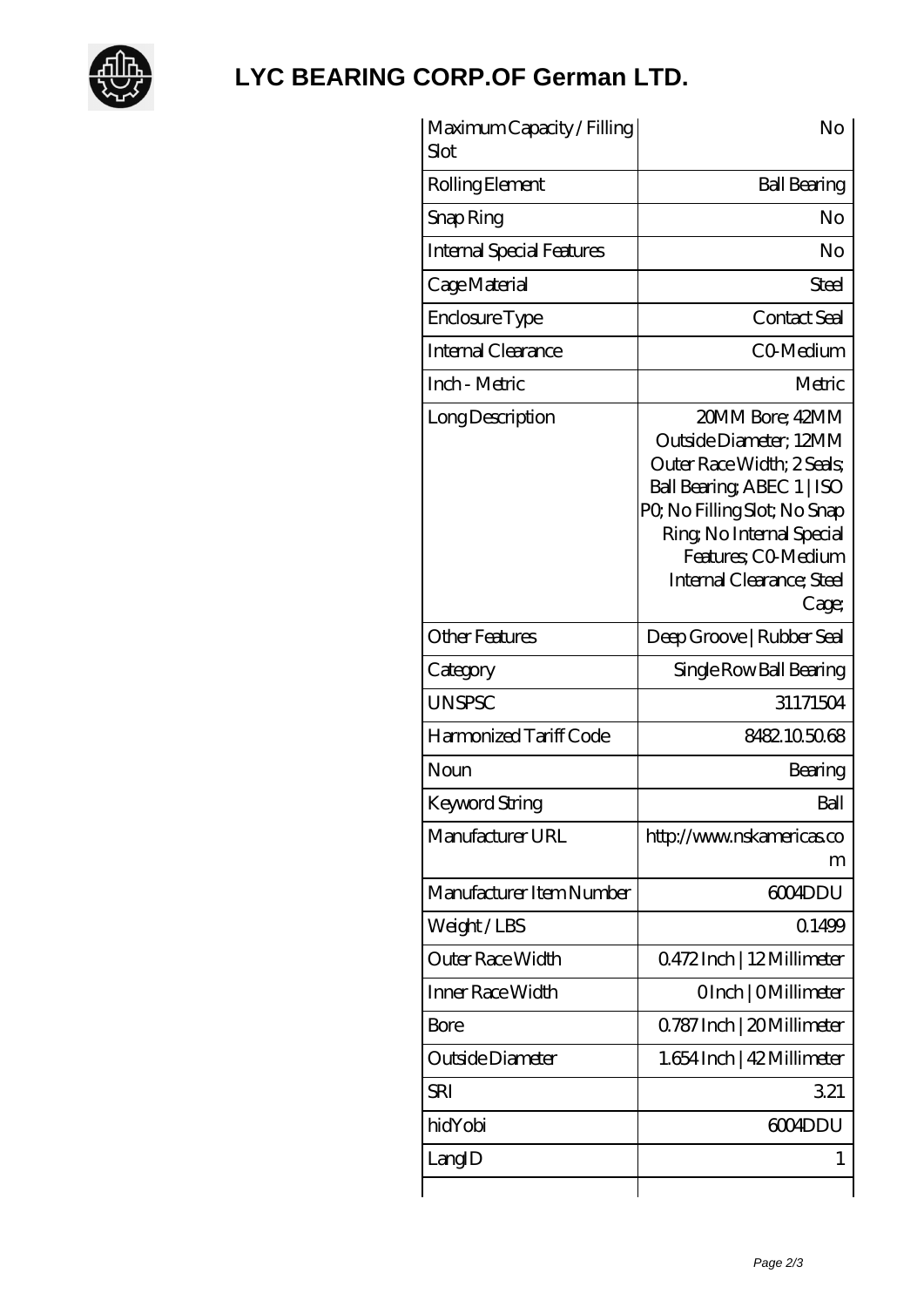# LYC BEARING CORP.OF German LTD.

| | |
|---|---|
| Maximum Capacity / Filling Slot | No |
| Rolling Element | Ball Bearing |
| Snap Ring | No |
| Internal Special Features | No |
| Cage Material | Steel |
| Enclosure Type | Contact Seal |
| Internal Clearance | C0-Medium |
| Inch - Metric | Metric |
| Long Description | 20MM Bore; 42MM Outside Diameter; 12MM Outer Race Width; 2 Seals; Ball Bearing; ABEC 1 \| ISO P0; No Filling Slot; No Snap Ring; No Internal Special Features; C0-Medium Internal Clearance; Steel Cage; |
| Other Features | Deep Groove \| Rubber Seal |
| Category | Single Row Ball Bearing |
| UNSPSC | 31171504 |
| Harmonized Tariff Code | 8482.10.50.68 |
| Noun | Bearing |
| Keyword String | Ball |
| Manufacturer URL | http://www.nskamericas.com |
| Manufacturer Item Number | 6004DDU |
| Weight / LBS | 0.1499 |
| Outer Race Width | 0.472 Inch \| 12 Millimeter |
| Inner Race Width | 0 Inch \| 0 Millimeter |
| Bore | 0.787 Inch \| 20 Millimeter |
| Outside Diameter | 1.654 Inch \| 42 Millimeter |
| SRI | 3.21 |
| hidYobi | 6004DDU |
| LangID | 1 |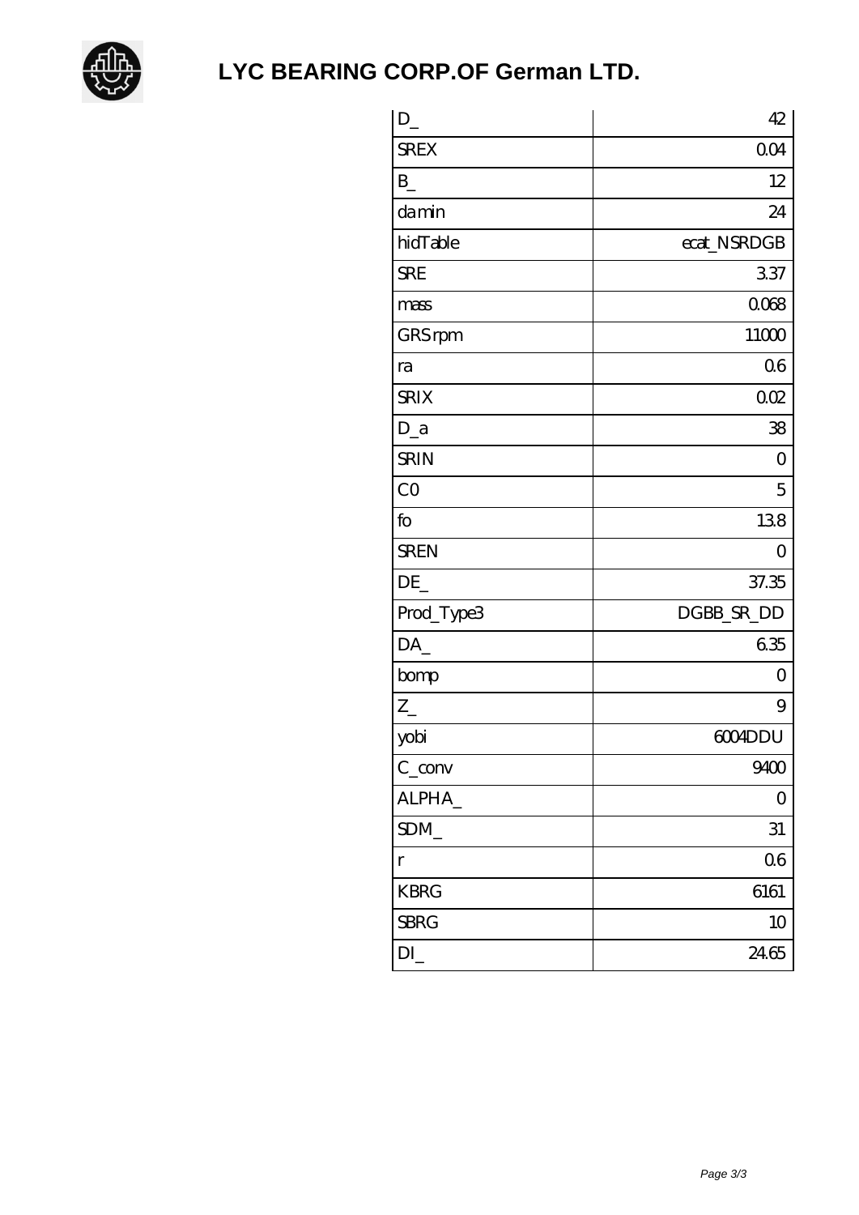| | |
|---|---|
| D_ | 42 |
| SREX | 0.04 |
| B_ | 12 |
| da min | 24 |
| hidTable | ecat_NSRDGB |
| SRE | 3.37 |
| mass | 0.068 |
| GRS rpm | 11000 |
| ra | 0.6 |
| SRIX | 0.02 |
| D_a | 38 |
| SRIN | 0 |
| C0 | 5 |
| fo | 13.8 |
| SREN | 0 |
| DE_ | 37.35 |
| Prod_Type3 | DGBB_SR_DD |
| DA_ | 6.35 |
| bomp | 0 |
| Z_ | 9 |
| yobi | 6004DDU |
| C_conv | 9400 |
| ALPHA_ | 0 |
| SDM_ | 31 |
| r | 0.6 |
| KBRG | 6161 |
| SBRG | 10 |
| DI_ | 24.65 |